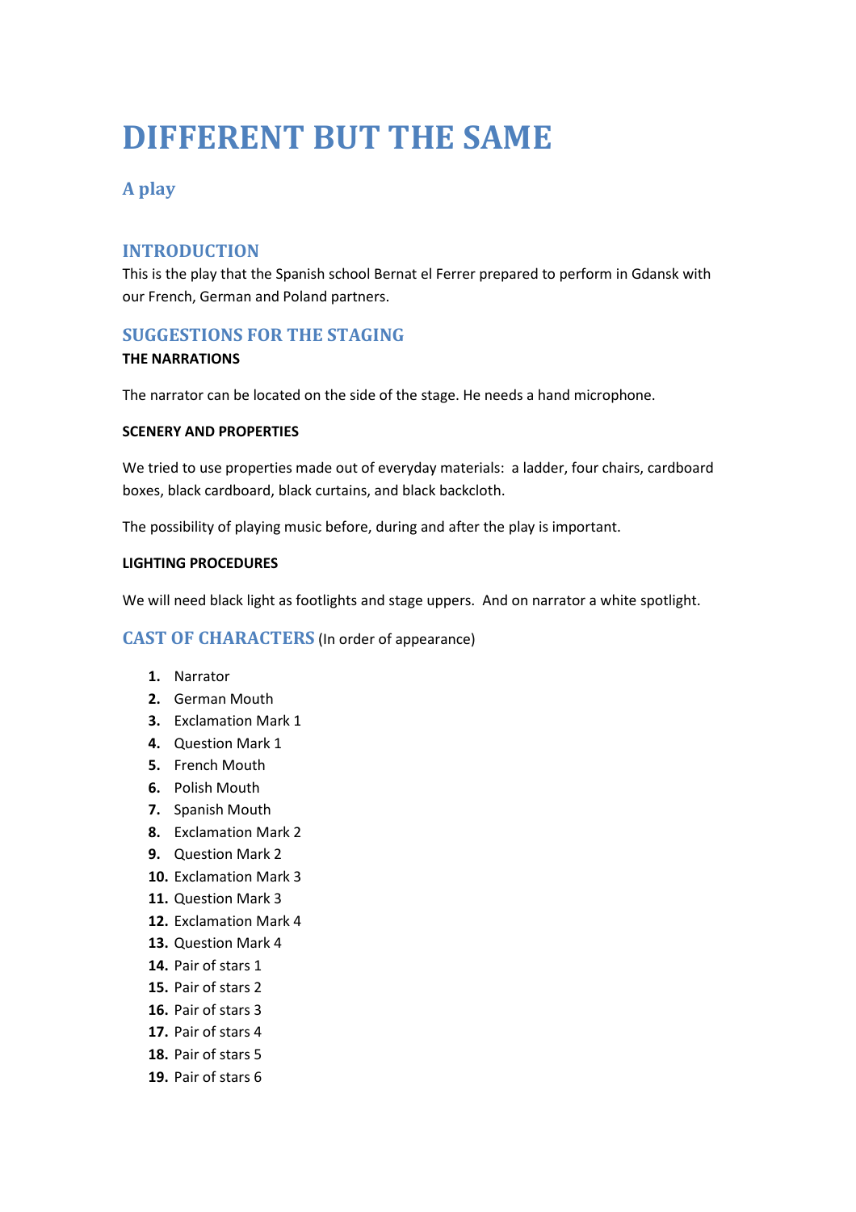# DIFFERENT BUT THE SAME

## A play

## INTRODUCTION

This is the play that the Spanish school Bernat el Ferrer prepared to perform in Gdansk with our French, German and Poland partners.

## SUGGESTIONS FOR THE STAGING

**THE NARRATIONS**

The narrator can be located on the side of the stage. He needs a hand microphone.

**SCENERY AND PROPERTIES**

We tried to use properties made out of everyday materials: a ladder, four chairs, cardboard boxes, black cardboard, black curtains, and black backcloth.

The possibility of playing music before, during and after the play is important.

**LIGHTING PROCEDURES**

We will need black light as footlights and stage uppers. And on narrator a white spotlight.

## CAST OF CHARACTERS (In order of appearance)

1. Narrator
2. German Mouth
3. Exclamation Mark 1
4. Question Mark 1
5. French Mouth
6. Polish Mouth
7. Spanish Mouth
8. Exclamation Mark 2
9. Question Mark 2
10. Exclamation Mark 3
11. Question Mark 3
12. Exclamation Mark 4
13. Question Mark 4
14. Pair of stars 1
15. Pair of stars 2
16. Pair of stars 3
17. Pair of stars 4
18. Pair of stars 5
19. Pair of stars 6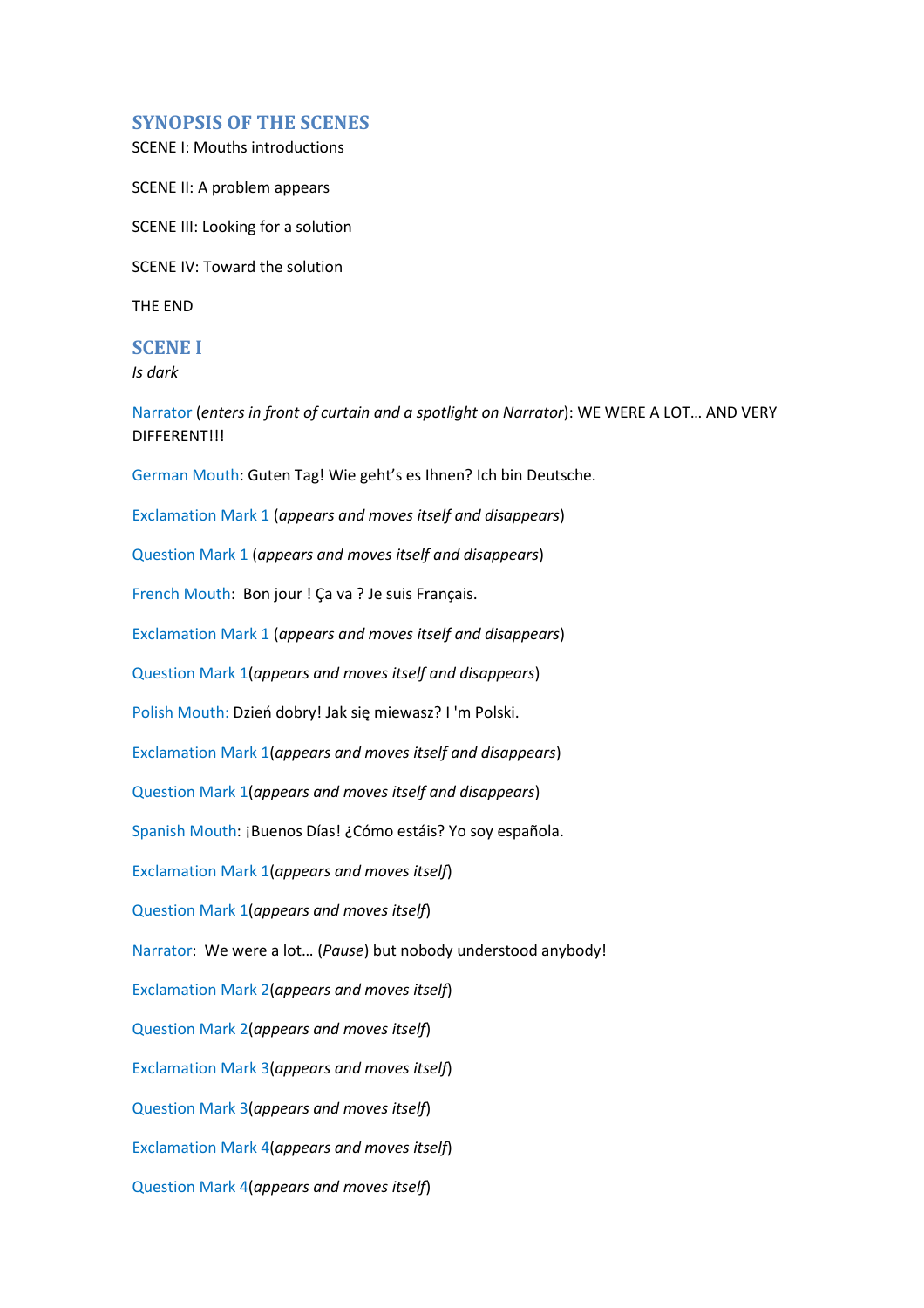## SYNOPSIS OF THE SCENES

SCENE I: Mouths introductions

SCENE II: A problem appears

SCENE III: Looking for a solution

SCENE IV: Toward the solution

THE END

## SCENE I

*Is dark*

Narrator (*enters in front of curtain and a spotlight on Narrator*): WE WERE A LOT… AND VERY DIFFERENT!!!

German Mouth: Guten Tag! Wie geht's es Ihnen? Ich bin Deutsche.

Exclamation Mark 1 (*appears and moves itself and disappears*)

Question Mark 1 (*appears and moves itself and disappears*)

French Mouth: Bon jour ! Ça va ? Je suis Français.

Exclamation Mark 1 (*appears and moves itself and disappears*)

Question Mark 1(*appears and moves itself and disappears*)

Polish Mouth: Dzień dobry! Jak się miewasz? I 'm Polski.

Exclamation Mark 1(*appears and moves itself and disappears*)

Question Mark 1(*appears and moves itself and disappears*)

Spanish Mouth: ¡Buenos Días! ¿Cómo estáis? Yo soy española.

Exclamation Mark 1(*appears and moves itself*)

Question Mark 1(*appears and moves itself*)

Narrator: We were a lot… (*Pause*) but nobody understood anybody!

Exclamation Mark 2(*appears and moves itself*)

Question Mark 2(*appears and moves itself*)

Exclamation Mark 3(*appears and moves itself*)

Question Mark 3(*appears and moves itself*)

Exclamation Mark 4(*appears and moves itself*)

Question Mark 4(*appears and moves itself*)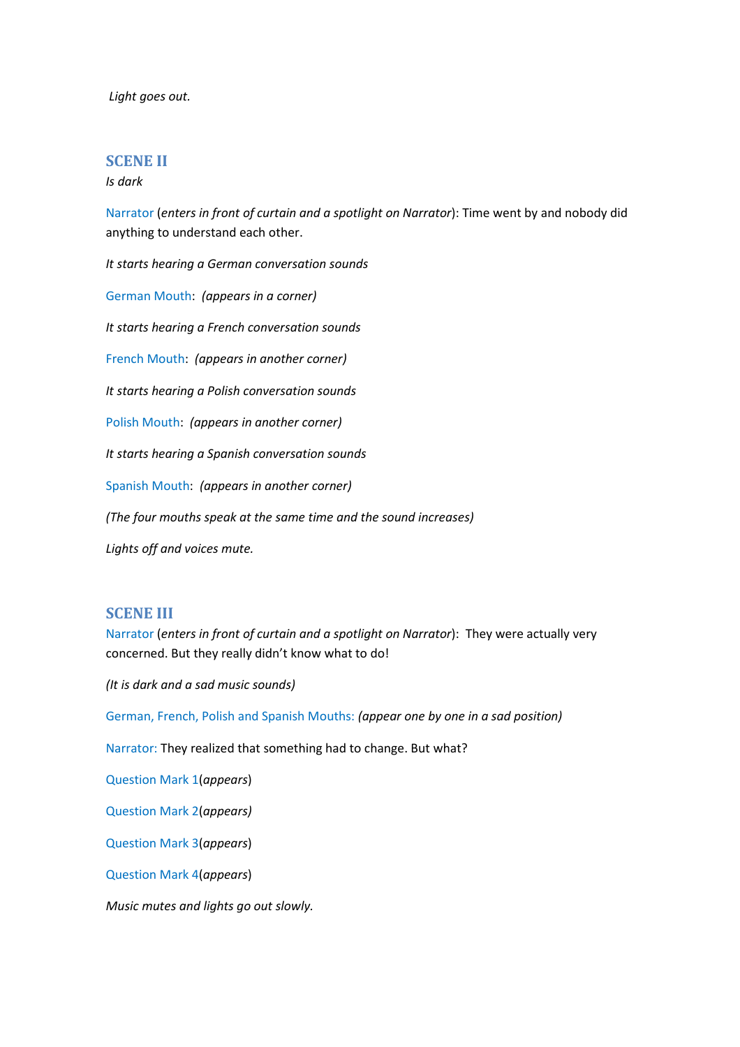*Light goes out.*

## SCENE II

*Is dark*

Narrator (*enters in front of curtain and a spotlight on Narrator*): Time went by and nobody did anything to understand each other.

*It starts hearing a German conversation sounds*

German Mouth: *(appears in a corner)*

*It starts hearing a French conversation sounds*

French Mouth: *(appears in another corner)*

*It starts hearing a Polish conversation sounds*

Polish Mouth: *(appears in another corner)*

*It starts hearing a Spanish conversation sounds*

Spanish Mouth: *(appears in another corner)*

*(The four mouths speak at the same time and the sound increases)*

*Lights off and voices mute.*

## SCENE III

Narrator (*enters in front of curtain and a spotlight on Narrator*): They were actually very concerned. But they really didn't know what to do!

*(It is dark and a sad music sounds)*

German, French, Polish and Spanish Mouths: *(appear one by one in a sad position)*

Narrator: They realized that something had to change. But what?

Question Mark 1(*appears*)

Question Mark 2(*appears)*

Question Mark 3(*appears*)

Question Mark 4(*appears*)

*Music mutes and lights go out slowly.*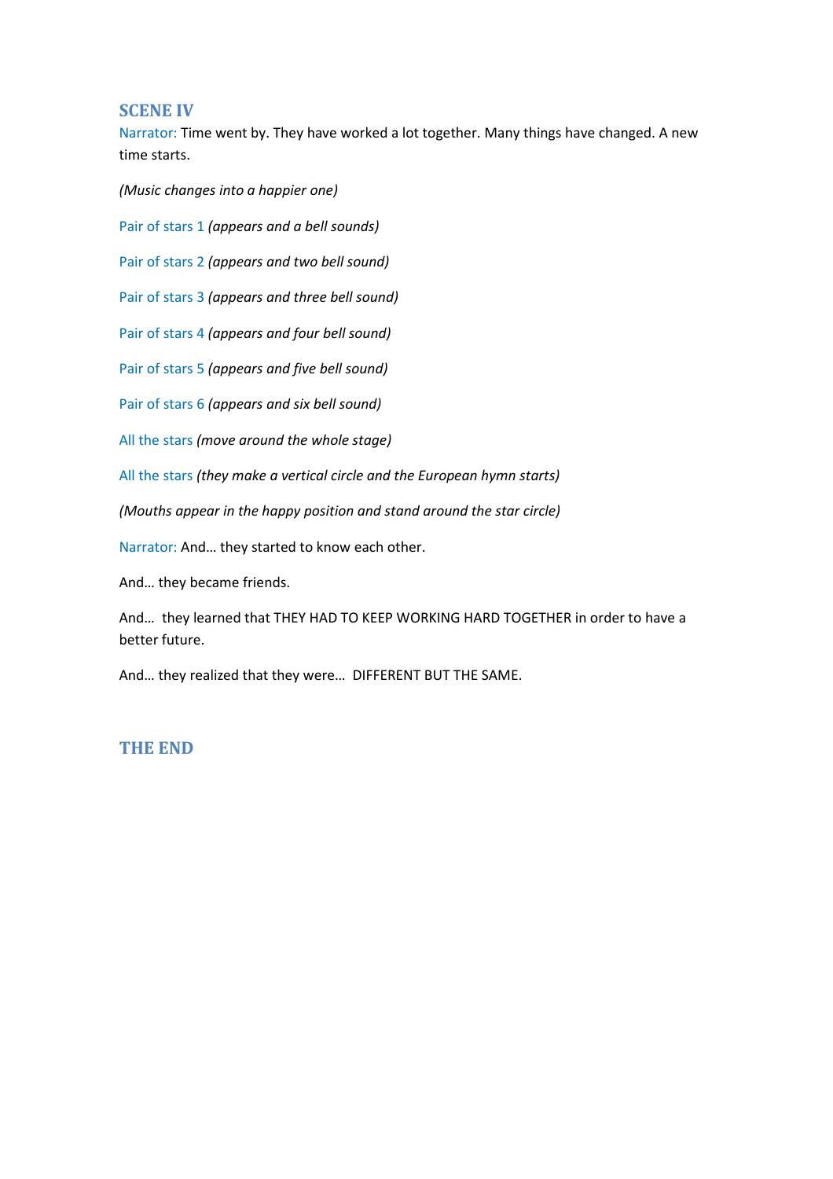## SCENE IV

Narrator: Time went by. They have worked a lot together. Many things have changed. A new time starts.

*(Music changes into a happier one)*

Pair of stars 1 *(appears and a bell sounds)*

Pair of stars 2 *(appears and two bell sound)*

Pair of stars 3 *(appears and three bell sound)*

Pair of stars 4 *(appears and four bell sound)*

Pair of stars 5 *(appears and five bell sound)*

Pair of stars 6 *(appears and six bell sound)*

All the stars *(move around the whole stage)*

All the stars *(they make a vertical circle and the European hymn starts)*

*(Mouths appear in the happy position and stand around the star circle)*

Narrator: And… they started to know each other.

And… they became friends.

And… they learned that THEY HAD TO KEEP WORKING HARD TOGETHER in order to have a better future.

And… they realized that they were… DIFFERENT BUT THE SAME.

## THE END